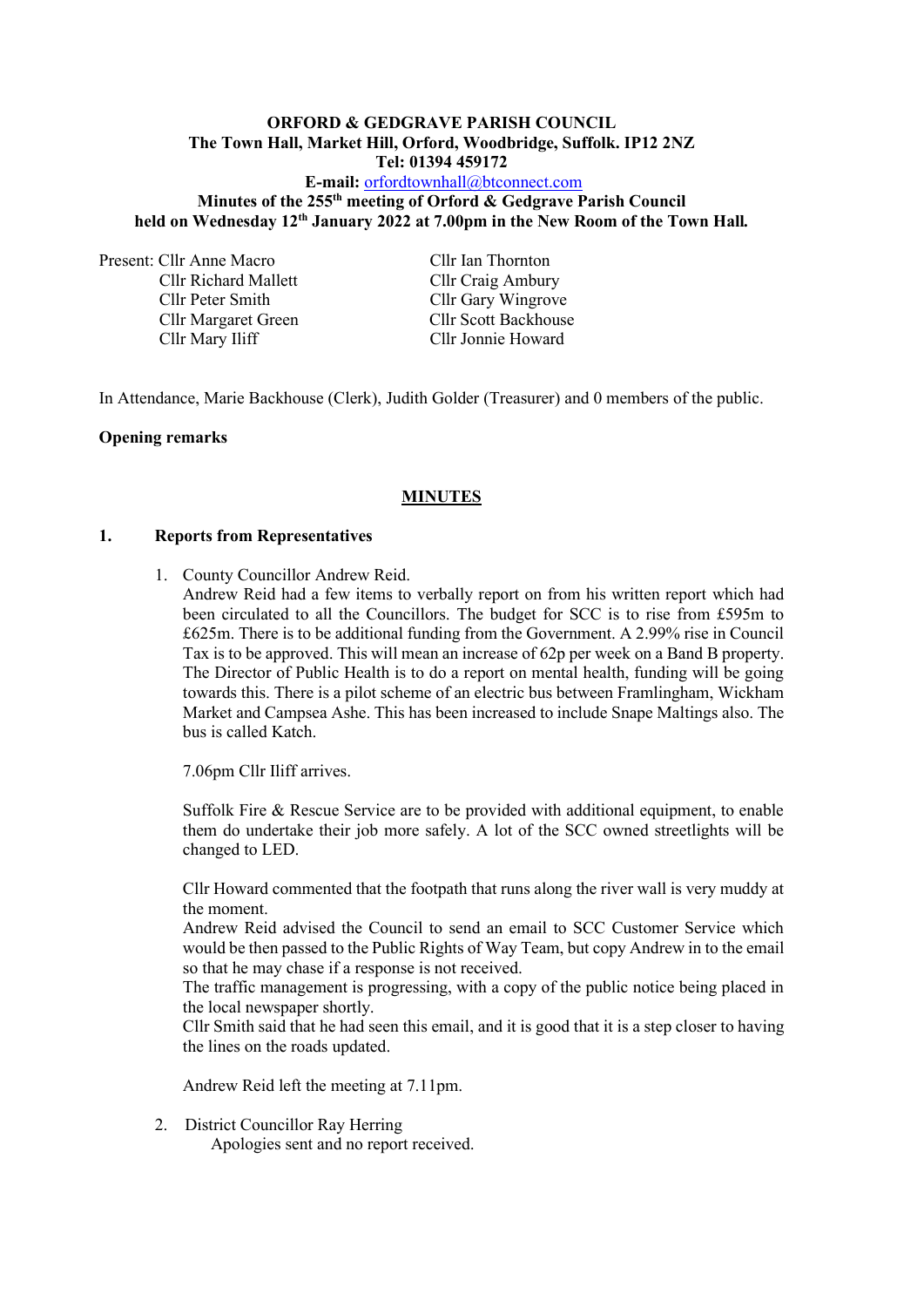**ORFORD & GEDGRAVE PARISH COUNCIL**
**The Town Hall, Market Hill, Orford, Woodbridge, Suffolk. IP12 2NZ**
**Tel: 01394 459172**
**E-mail:** orfordtownhall@btconnect.com
**Minutes of the 255th meeting of Orford & Gedgrave Parish Council**
**held on Wednesday 12th January 2022 at 7.00pm in the New Room of the Town Hall.**

Present: Cllr Anne Macro
Cllr Richard Mallett
Cllr Peter Smith
Cllr Margaret Green
Cllr Mary Iliff
Cllr Ian Thornton
Cllr Craig Ambury
Cllr Gary Wingrove
Cllr Scott Backhouse
Cllr Jonnie Howard

In Attendance, Marie Backhouse (Clerk), Judith Golder (Treasurer) and 0 members of the public.

**Opening remarks**

## MINUTES

### 1. Reports from Representatives

1. County Councillor Andrew Reid.
   Andrew Reid had a few items to verbally report on from his written report which had been circulated to all the Councillors. The budget for SCC is to rise from £595m to £625m. There is to be additional funding from the Government. A 2.99% rise in Council Tax is to be approved. This will mean an increase of 62p per week on a Band B property. The Director of Public Health is to do a report on mental health, funding will be going towards this. There is a pilot scheme of an electric bus between Framlingham, Wickham Market and Campsea Ashe. This has been increased to include Snape Maltings also. The bus is called Katch.

   7.06pm Cllr Iliff arrives.

   Suffolk Fire & Rescue Service are to be provided with additional equipment, to enable them do undertake their job more safely. A lot of the SCC owned streetlights will be changed to LED.

   Cllr Howard commented that the footpath that runs along the river wall is very muddy at the moment.
   Andrew Reid advised the Council to send an email to SCC Customer Service which would be then passed to the Public Rights of Way Team, but copy Andrew in to the email so that he may chase if a response is not received.
   The traffic management is progressing, with a copy of the public notice being placed in the local newspaper shortly.
   Cllr Smith said that he had seen this email, and it is good that it is a step closer to having the lines on the roads updated.

   Andrew Reid left the meeting at 7.11pm.

2. District Councillor Ray Herring
   Apologies sent and no report received.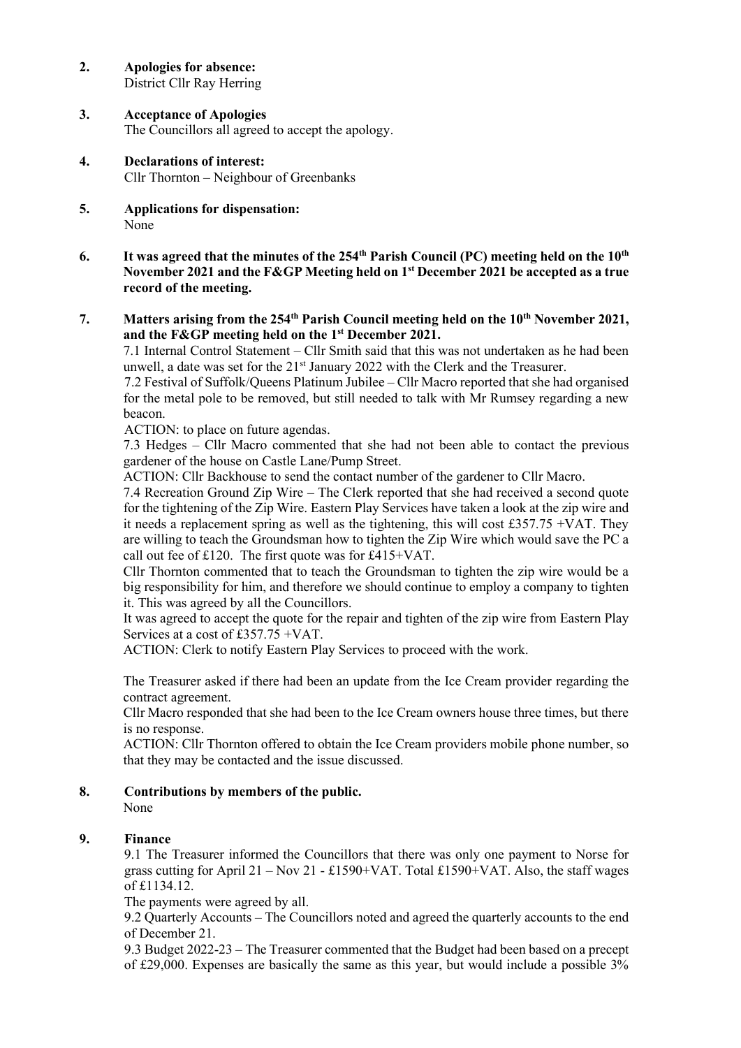**2. Apologies for absence:**
District Cllr Ray Herring

**3. Acceptance of Apologies**
The Councillors all agreed to accept the apology.

**4. Declarations of interest:**
Cllr Thornton – Neighbour of Greenbanks

**5. Applications for dispensation:**
None

**6. It was agreed that the minutes of the 254th Parish Council (PC) meeting held on the 10th November 2021 and the F&GP Meeting held on 1st December 2021 be accepted as a true record of the meeting.**

**7. Matters arising from the 254th Parish Council meeting held on the 10th November 2021, and the F&GP meeting held on the 1st December 2021.**

7.1 Internal Control Statement – Cllr Smith said that this was not undertaken as he had been unwell, a date was set for the 21st January 2022 with the Clerk and the Treasurer.

7.2 Festival of Suffolk/Queens Platinum Jubilee – Cllr Macro reported that she had organised for the metal pole to be removed, but still needed to talk with Mr Rumsey regarding a new beacon.

ACTION: to place on future agendas.

7.3 Hedges – Cllr Macro commented that she had not been able to contact the previous gardener of the house on Castle Lane/Pump Street.

ACTION: Cllr Backhouse to send the contact number of the gardener to Cllr Macro.

7.4 Recreation Ground Zip Wire – The Clerk reported that she had received a second quote for the tightening of the Zip Wire. Eastern Play Services have taken a look at the zip wire and it needs a replacement spring as well as the tightening, this will cost £357.75 +VAT. They are willing to teach the Groundsman how to tighten the Zip Wire which would save the PC a call out fee of £120. The first quote was for £415+VAT.

Cllr Thornton commented that to teach the Groundsman to tighten the zip wire would be a big responsibility for him, and therefore we should continue to employ a company to tighten it. This was agreed by all the Councillors.

It was agreed to accept the quote for the repair and tighten of the zip wire from Eastern Play Services at a cost of £357.75 +VAT.

ACTION: Clerk to notify Eastern Play Services to proceed with the work.

The Treasurer asked if there had been an update from the Ice Cream provider regarding the contract agreement.

Cllr Macro responded that she had been to the Ice Cream owners house three times, but there is no response.

ACTION: Cllr Thornton offered to obtain the Ice Cream providers mobile phone number, so that they may be contacted and the issue discussed.

**8. Contributions by members of the public.**
None

**9. Finance**

9.1 The Treasurer informed the Councillors that there was only one payment to Norse for grass cutting for April 21 – Nov 21 - £1590+VAT. Total £1590+VAT. Also, the staff wages of £1134.12.

The payments were agreed by all.

9.2 Quarterly Accounts – The Councillors noted and agreed the quarterly accounts to the end of December 21.

9.3 Budget 2022-23 – The Treasurer commented that the Budget had been based on a precept of £29,000. Expenses are basically the same as this year, but would include a possible 3%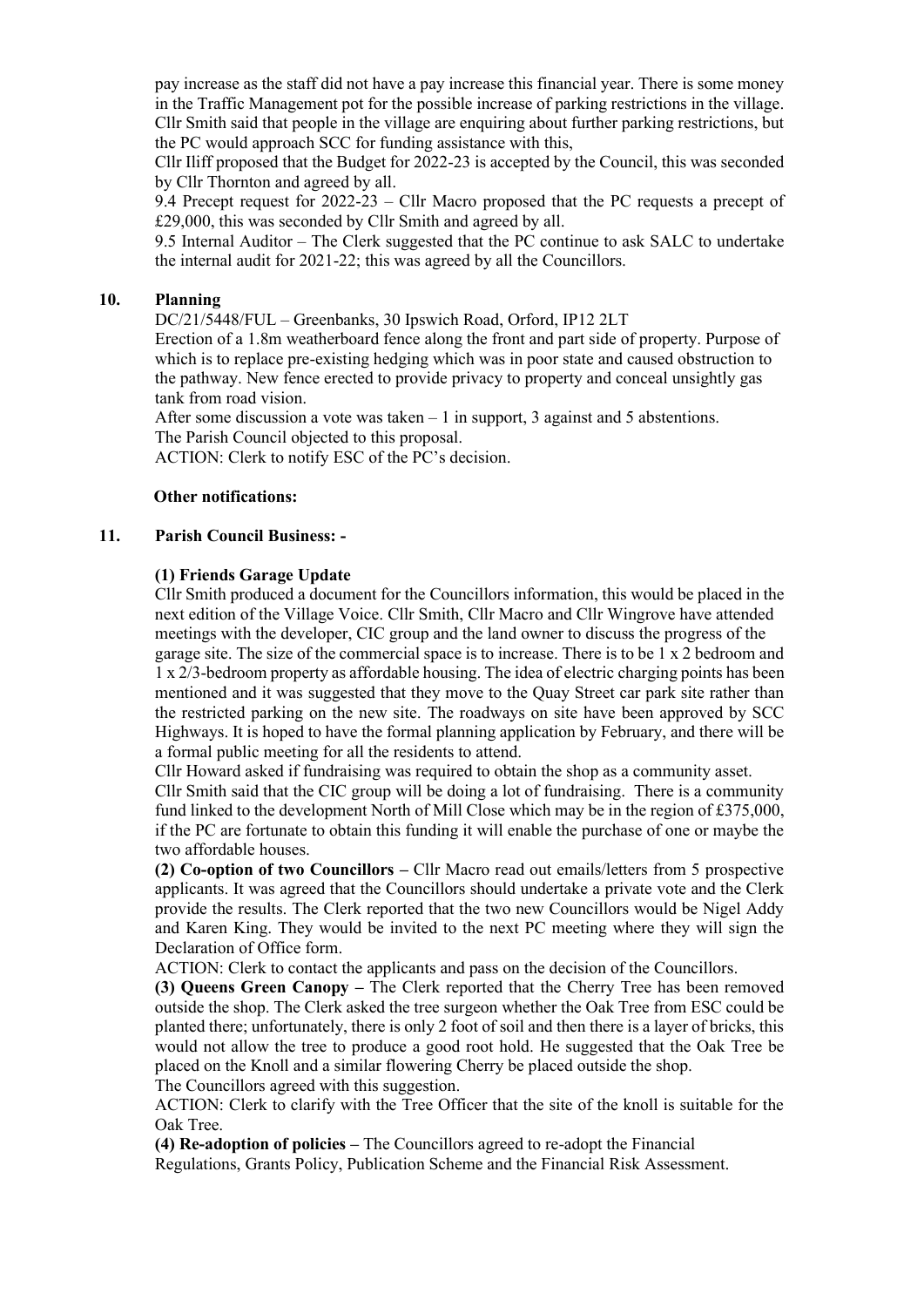pay increase as the staff did not have a pay increase this financial year. There is some money in the Traffic Management pot for the possible increase of parking restrictions in the village. Cllr Smith said that people in the village are enquiring about further parking restrictions, but the PC would approach SCC for funding assistance with this,

Cllr Iliff proposed that the Budget for 2022-23 is accepted by the Council, this was seconded by Cllr Thornton and agreed by all.

9.4 Precept request for 2022-23 – Cllr Macro proposed that the PC requests a precept of £29,000, this was seconded by Cllr Smith and agreed by all.

9.5 Internal Auditor – The Clerk suggested that the PC continue to ask SALC to undertake the internal audit for 2021-22; this was agreed by all the Councillors.

## 10. Planning

DC/21/5448/FUL – Greenbanks, 30 Ipswich Road, Orford, IP12 2LT

Erection of a 1.8m weatherboard fence along the front and part side of property. Purpose of which is to replace pre-existing hedging which was in poor state and caused obstruction to the pathway. New fence erected to provide privacy to property and conceal unsightly gas tank from road vision.

After some discussion a vote was taken – 1 in support, 3 against and 5 abstentions.

The Parish Council objected to this proposal.

ACTION: Clerk to notify ESC of the PC's decision.

**Other notifications:**

## 11. Parish Council Business: -

**(1) Friends Garage Update**

Cllr Smith produced a document for the Councillors information, this would be placed in the next edition of the Village Voice. Cllr Smith, Cllr Macro and Cllr Wingrove have attended meetings with the developer, CIC group and the land owner to discuss the progress of the garage site. The size of the commercial space is to increase. There is to be 1 x 2 bedroom and 1 x 2/3-bedroom property as affordable housing. The idea of electric charging points has been mentioned and it was suggested that they move to the Quay Street car park site rather than the restricted parking on the new site. The roadways on site have been approved by SCC Highways. It is hoped to have the formal planning application by February, and there will be a formal public meeting for all the residents to attend.

Cllr Howard asked if fundraising was required to obtain the shop as a community asset.

Cllr Smith said that the CIC group will be doing a lot of fundraising. There is a community fund linked to the development North of Mill Close which may be in the region of £375,000, if the PC are fortunate to obtain this funding it will enable the purchase of one or maybe the two affordable houses.

**(2) Co-option of two Councillors –** Cllr Macro read out emails/letters from 5 prospective applicants. It was agreed that the Councillors should undertake a private vote and the Clerk provide the results. The Clerk reported that the two new Councillors would be Nigel Addy and Karen King. They would be invited to the next PC meeting where they will sign the Declaration of Office form.

ACTION: Clerk to contact the applicants and pass on the decision of the Councillors.

**(3) Queens Green Canopy –** The Clerk reported that the Cherry Tree has been removed outside the shop. The Clerk asked the tree surgeon whether the Oak Tree from ESC could be planted there; unfortunately, there is only 2 foot of soil and then there is a layer of bricks, this would not allow the tree to produce a good root hold. He suggested that the Oak Tree be placed on the Knoll and a similar flowering Cherry be placed outside the shop.

The Councillors agreed with this suggestion.

ACTION: Clerk to clarify with the Tree Officer that the site of the knoll is suitable for the Oak Tree.

**(4) Re-adoption of policies –** The Councillors agreed to re-adopt the Financial Regulations, Grants Policy, Publication Scheme and the Financial Risk Assessment.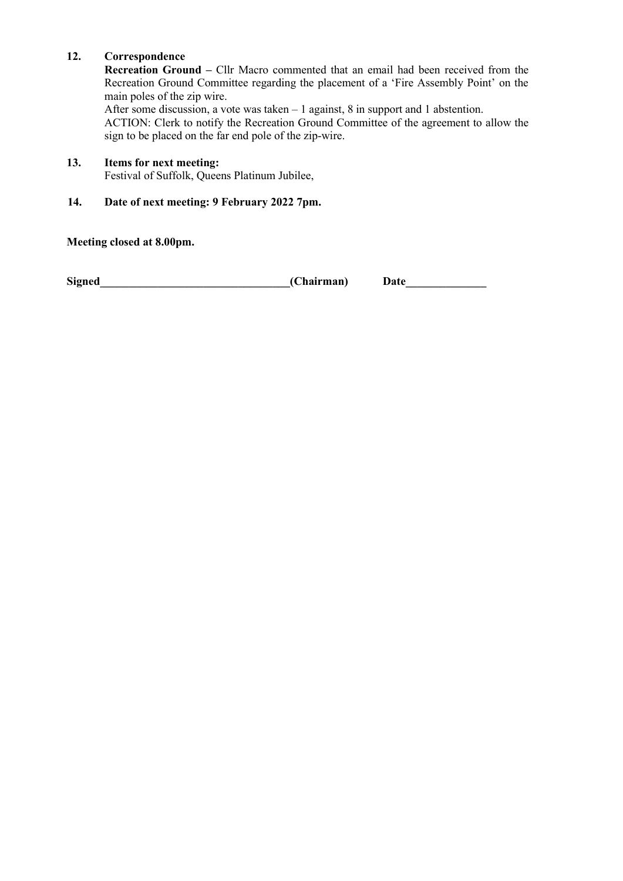**12. Correspondence**

**Recreation Ground –** Cllr Macro commented that an email had been received from the Recreation Ground Committee regarding the placement of a 'Fire Assembly Point' on the main poles of the zip wire.

After some discussion, a vote was taken – 1 against, 8 in support and 1 abstention.

ACTION: Clerk to notify the Recreation Ground Committee of the agreement to allow the sign to be placed on the far end pole of the zip-wire.

**13. Items for next meeting:**

Festival of Suffolk, Queens Platinum Jubilee,

**14. Date of next meeting: 9 February 2022 7pm.**

**Meeting closed at 8.00pm.**

**Signed_________________________________(Chairman) Date______________**